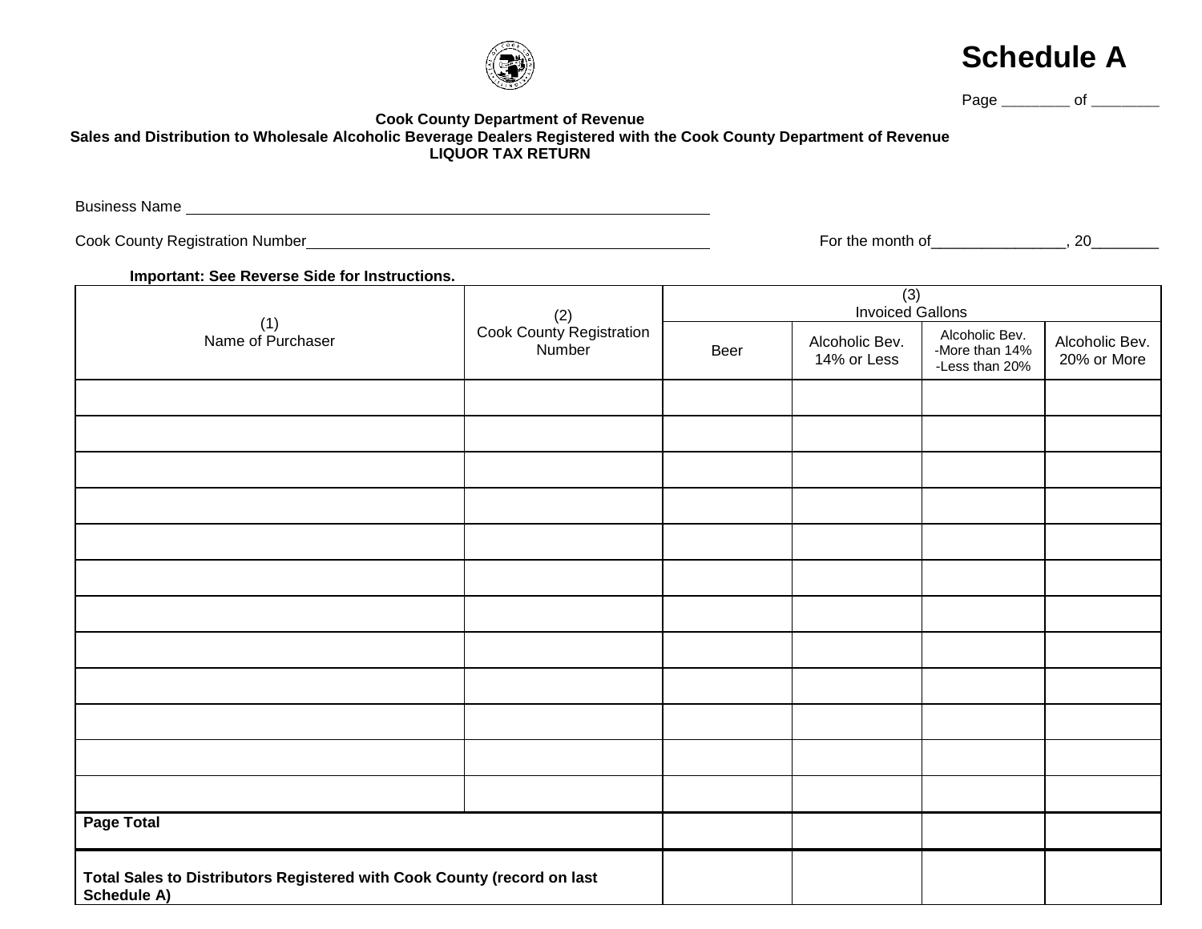# Schedule A

Page ________ of ________

**Cook County Department of Revenue**
**Sales and Distribution to Wholesale Alcoholic Beverage Dealers Registered with the Cook County Department of Revenue**
**LIQUOR TAX RETURN**

Business Name ________________________________________________

Cook County Registration Number____________________________________ For the month of________________, 20________

**Important: See Reverse Side for Instructions.**

| (1) Name of Purchaser | (2) Cook County Registration Number | (3) Invoiced Gallons | | | |
|---|---|---|---|---|---|
| | | Beer | Alcoholic Bev. 14% or Less | Alcoholic Bev. -More than 14% -Less than 20% | Alcoholic Bev. 20% or More |
| | | | | | |
| | | | | | |
| | | | | | |
| | | | | | |
| | | | | | |
| | | | | | |
| | | | | | |
| | | | | | |
| | | | | | |
| | | | | | |
| | | | | | |
| | | | | | |
| **Page Total** | | | | | |
| **Total Sales to Distributors Registered with Cook County (record on last Schedule A)** | | | | | |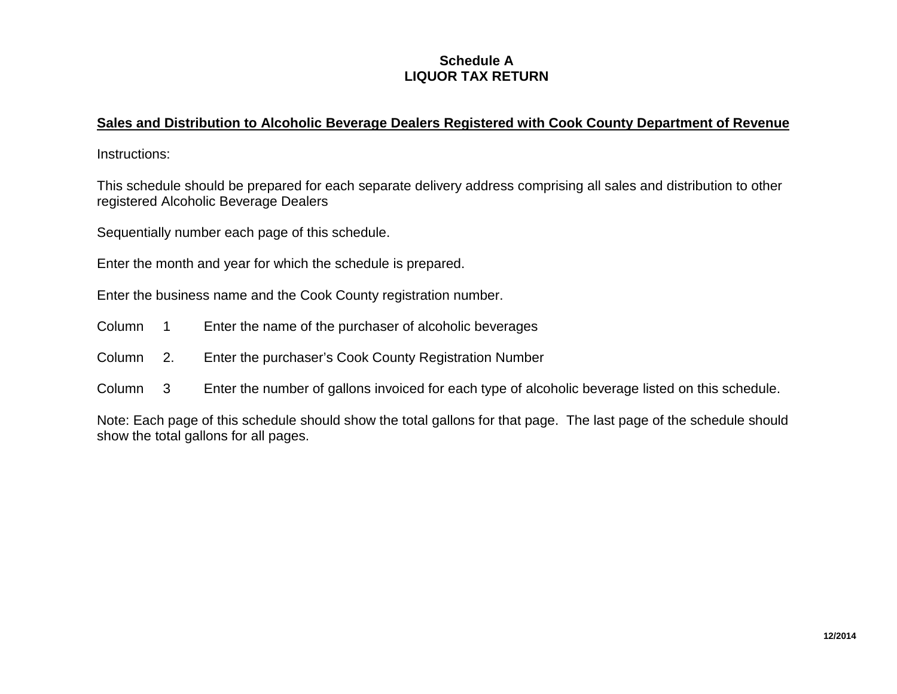# Schedule A
# LIQUOR TAX RETURN

**Sales and Distribution to Alcoholic Beverage Dealers Registered with Cook County Department of Revenue**

Instructions:

This schedule should be prepared for each separate delivery address comprising all sales and distribution to other registered Alcoholic Beverage Dealers

Sequentially number each page of this schedule.

Enter the month and year for which the schedule is prepared.

Enter the business name and the Cook County registration number.

Column 1 Enter the name of the purchaser of alcoholic beverages

Column 2. Enter the purchaser's Cook County Registration Number

Column 3 Enter the number of gallons invoiced for each type of alcoholic beverage listed on this schedule.

Note: Each page of this schedule should show the total gallons for that page. The last page of the schedule should show the total gallons for all pages.

**12/2014**